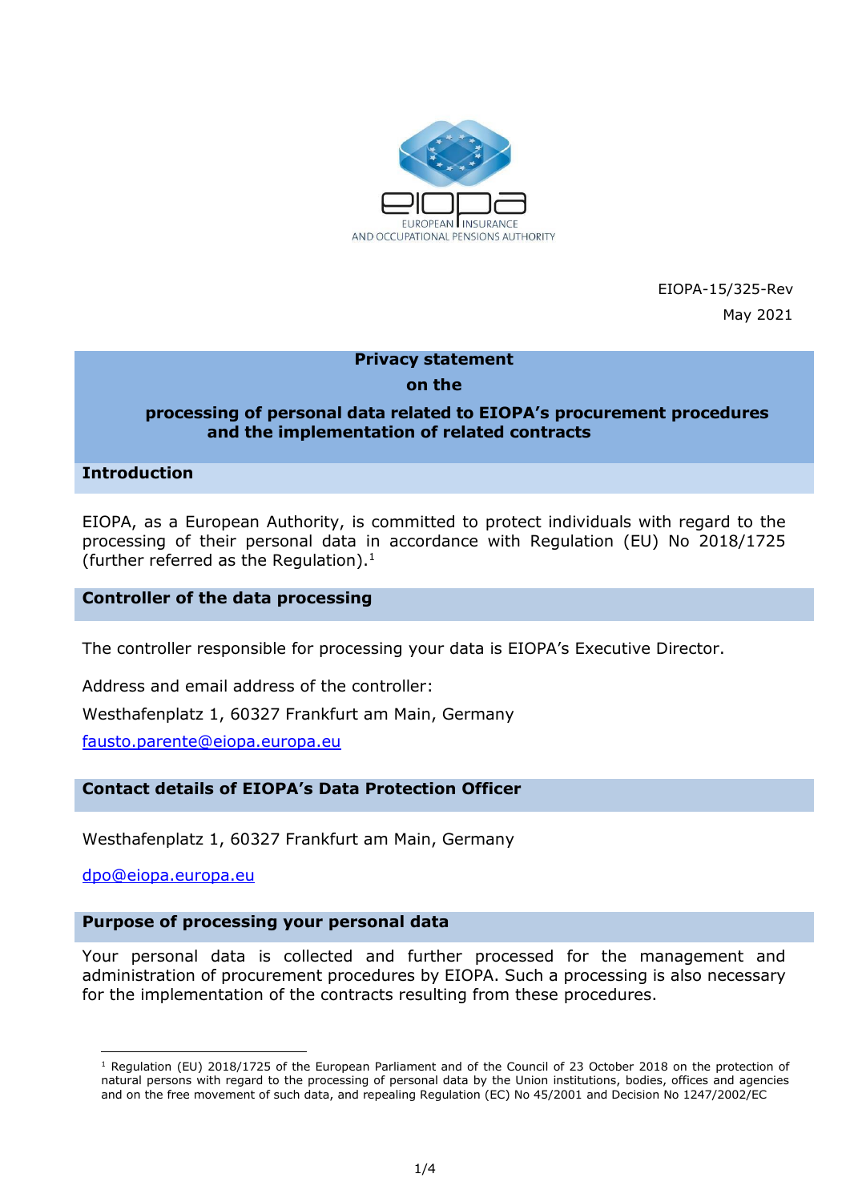EUROPEAN INSURANCE AND OCCUPATIONAL PENSIONS AUTHORITY

EIOPA-15/325-Rev

May 2021

# Privacy statement on the processing of personal data related to EIOPA's procurement procedures and the implementation of related contracts

## Introduction

EIOPA, as a European Authority, is committed to protect individuals with regard to the processing of their personal data in accordance with Regulation (EU) No 2018/1725 (further referred as the Regulation).[1]

## Controller of the data processing

The controller responsible for processing your data is EIOPA's Executive Director.

Address and email address of the controller:

Westhafenplatz 1, 60327 Frankfurt am Main, Germany

fausto.parente@eiopa.europa.eu

## Contact details of EIOPA's Data Protection Officer

Westhafenplatz 1, 60327 Frankfurt am Main, Germany

dpo@eiopa.europa.eu

## Purpose of processing your personal data

Your personal data is collected and further processed for the management and administration of procurement procedures by EIOPA. Such a processing is also necessary for the implementation of the contracts resulting from these procedures.

[1] Regulation (EU) 2018/1725 of the European Parliament and of the Council of 23 October 2018 on the protection of natural persons with regard to the processing of personal data by the Union institutions, bodies, offices and agencies and on the free movement of such data, and repealing Regulation (EC) No 45/2001 and Decision No 1247/2002/EC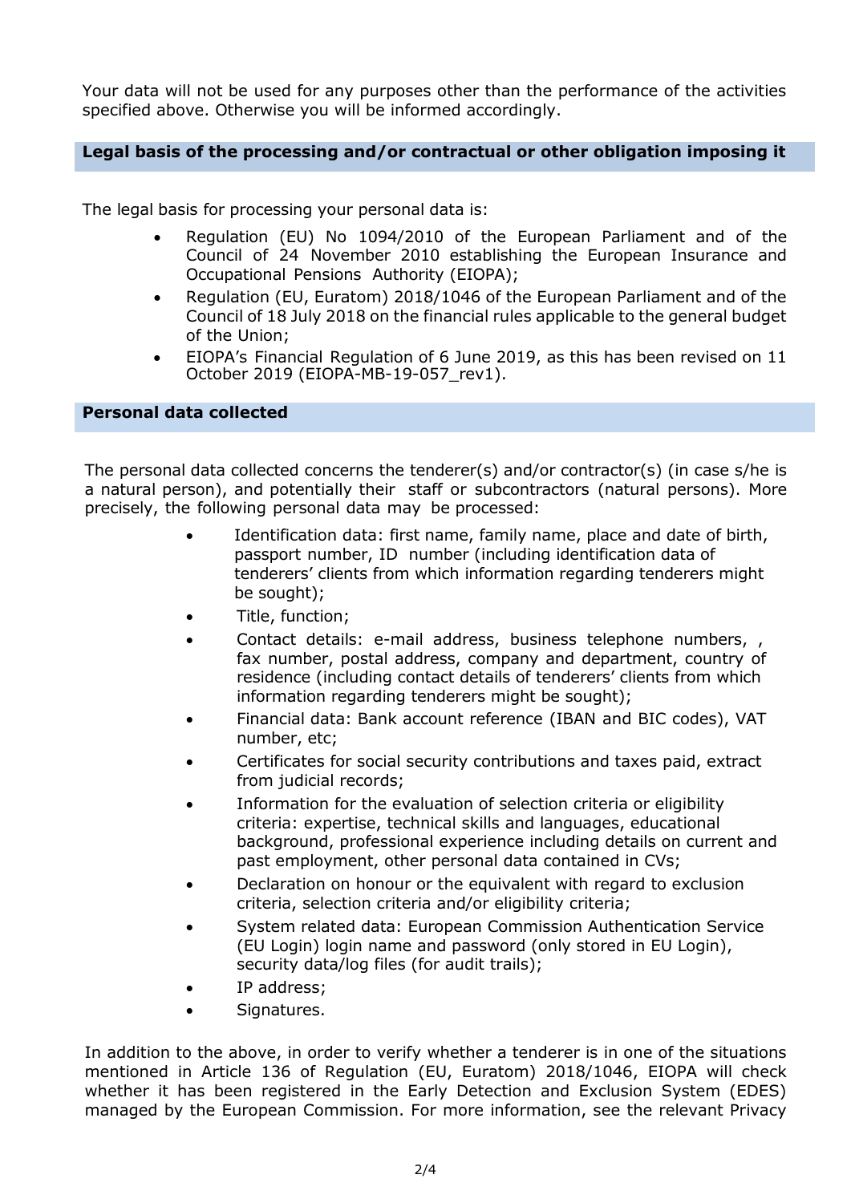Your data will not be used for any purposes other than the performance of the activities specified above. Otherwise you will be informed accordingly.

## Legal basis of the processing and/or contractual or other obligation imposing it

The legal basis for processing your personal data is:

- Regulation (EU) No 1094/2010 of the European Parliament and of the Council of 24 November 2010 establishing the European Insurance and Occupational Pensions Authority (EIOPA);
- Regulation (EU, Euratom) 2018/1046 of the European Parliament and of the Council of 18 July 2018 on the financial rules applicable to the general budget of the Union;
- EIOPA's Financial Regulation of 6 June 2019, as this has been revised on 11 October 2019 (EIOPA-MB-19-057_rev1).

## Personal data collected

The personal data collected concerns the tenderer(s) and/or contractor(s) (in case s/he is a natural person), and potentially their staff or subcontractors (natural persons). More precisely, the following personal data may be processed:

- Identification data: first name, family name, place and date of birth, passport number, ID number (including identification data of tenderers' clients from which information regarding tenderers might be sought);
- Title, function;
- Contact details: e-mail address, business telephone numbers, , fax number, postal address, company and department, country of residence (including contact details of tenderers' clients from which information regarding tenderers might be sought);
- Financial data: Bank account reference (IBAN and BIC codes), VAT number, etc;
- Certificates for social security contributions and taxes paid, extract from judicial records;
- Information for the evaluation of selection criteria or eligibility criteria: expertise, technical skills and languages, educational background, professional experience including details on current and past employment, other personal data contained in CVs;
- Declaration on honour or the equivalent with regard to exclusion criteria, selection criteria and/or eligibility criteria;
- System related data: European Commission Authentication Service (EU Login) login name and password (only stored in EU Login), security data/log files (for audit trails);
- IP address;
- Signatures.

In addition to the above, in order to verify whether a tenderer is in one of the situations mentioned in Article 136 of Regulation (EU, Euratom) 2018/1046, EIOPA will check whether it has been registered in the Early Detection and Exclusion System (EDES) managed by the European Commission. For more information, see the relevant Privacy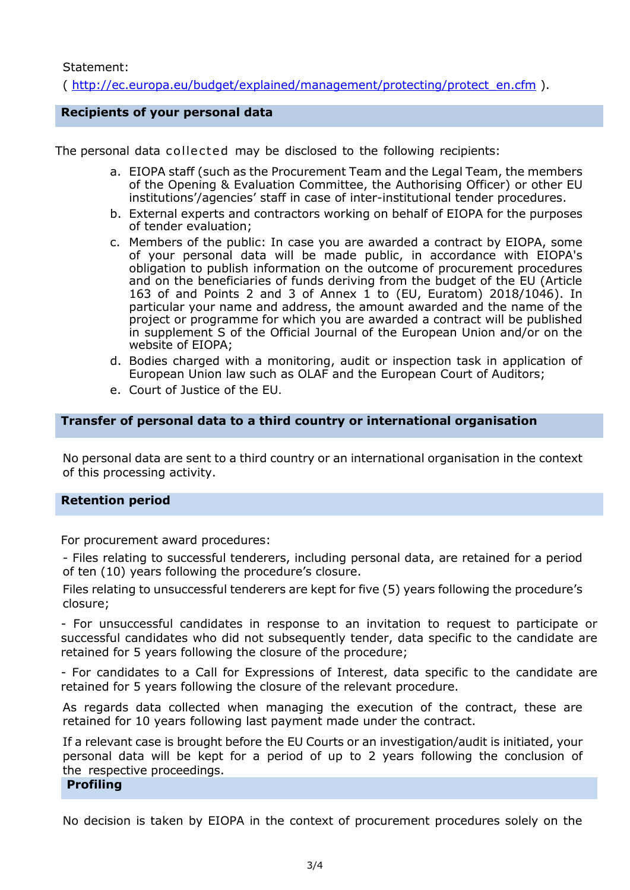Statement:

( http://ec.europa.eu/budget/explained/management/protecting/protect_en.cfm ).

## Recipients of your personal data

The personal data collected may be disclosed to the following recipients:

a. EIOPA staff (such as the Procurement Team and the Legal Team, the members of the Opening & Evaluation Committee, the Authorising Officer) or other EU institutions'/agencies' staff in case of inter-institutional tender procedures.
b. External experts and contractors working on behalf of EIOPA for the purposes of tender evaluation;
c. Members of the public: In case you are awarded a contract by EIOPA, some of your personal data will be made public, in accordance with EIOPA's obligation to publish information on the outcome of procurement procedures and on the beneficiaries of funds deriving from the budget of the EU (Article 163 of and Points 2 and 3 of Annex 1 to (EU, Euratom) 2018/1046). In particular your name and address, the amount awarded and the name of the project or programme for which you are awarded a contract will be published in supplement S of the Official Journal of the European Union and/or on the website of EIOPA;
d. Bodies charged with a monitoring, audit or inspection task in application of European Union law such as OLAF and the European Court of Auditors;
e. Court of Justice of the EU.

## Transfer of personal data to a third country or international organisation

No personal data are sent to a third country or an international organisation in the context of this processing activity.

## Retention period

For procurement award procedures:

- Files relating to successful tenderers, including personal data, are retained for a period of ten (10) years following the procedure's closure.

Files relating to unsuccessful tenderers are kept for five (5) years following the procedure's closure;

- For unsuccessful candidates in response to an invitation to request to participate or successful candidates who did not subsequently tender, data specific to the candidate are retained for 5 years following the closure of the procedure;

- For candidates to a Call for Expressions of Interest, data specific to the candidate are retained for 5 years following the closure of the relevant procedure.

As regards data collected when managing the execution of the contract, these are retained for 10 years following last payment made under the contract.

If a relevant case is brought before the EU Courts or an investigation/audit is initiated, your personal data will be kept for a period of up to 2 years following the conclusion of the respective proceedings.

## Profiling

No decision is taken by EIOPA in the context of procurement procedures solely on the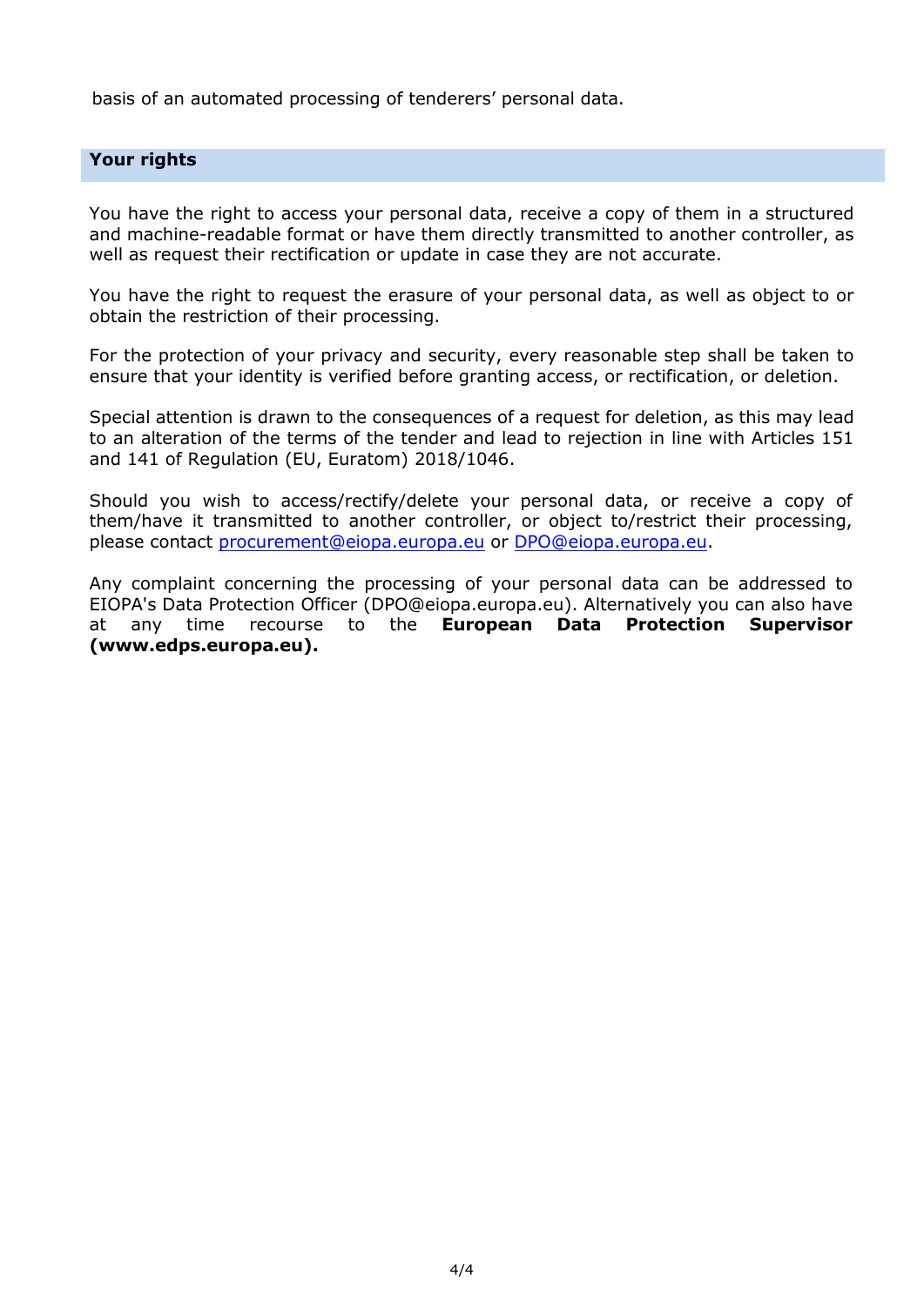basis of an automated processing of tenderers' personal data.

## Your rights

You have the right to access your personal data, receive a copy of them in a structured and machine-readable format or have them directly transmitted to another controller, as well as request their rectification or update in case they are not accurate.

You have the right to request the erasure of your personal data, as well as object to or obtain the restriction of their processing.

For the protection of your privacy and security, every reasonable step shall be taken to ensure that your identity is verified before granting access, or rectification, or deletion.

Special attention is drawn to the consequences of a request for deletion, as this may lead to an alteration of the terms of the tender and lead to rejection in line with Articles 151 and 141 of Regulation (EU, Euratom) 2018/1046.

Should you wish to access/rectify/delete your personal data, or receive a copy of them/have it transmitted to another controller, or object to/restrict their processing, please contact procurement@eiopa.europa.eu or DPO@eiopa.europa.eu.

Any complaint concerning the processing of your personal data can be addressed to EIOPA's Data Protection Officer (DPO@eiopa.europa.eu). Alternatively you can also have at any time recourse to the **European Data Protection Supervisor (www.edps.europa.eu).**